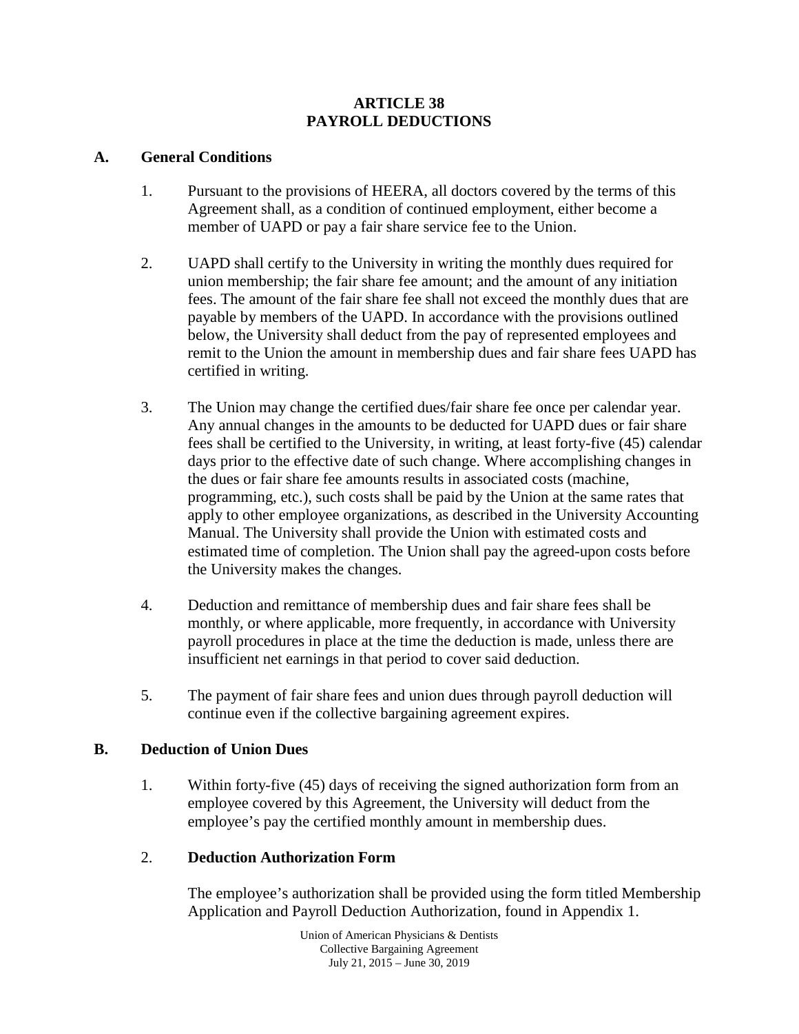# ARTICLE 38
# PAYROLL DEDUCTIONS

## A. General Conditions

1. Pursuant to the provisions of HEERA, all doctors covered by the terms of this Agreement shall, as a condition of continued employment, either become a member of UAPD or pay a fair share service fee to the Union.

2. UAPD shall certify to the University in writing the monthly dues required for union membership; the fair share fee amount; and the amount of any initiation fees. The amount of the fair share fee shall not exceed the monthly dues that are payable by members of the UAPD. In accordance with the provisions outlined below, the University shall deduct from the pay of represented employees and remit to the Union the amount in membership dues and fair share fees UAPD has certified in writing.

3. The Union may change the certified dues/fair share fee once per calendar year. Any annual changes in the amounts to be deducted for UAPD dues or fair share fees shall be certified to the University, in writing, at least forty-five (45) calendar days prior to the effective date of such change. Where accomplishing changes in the dues or fair share fee amounts results in associated costs (machine, programming, etc.), such costs shall be paid by the Union at the same rates that apply to other employee organizations, as described in the University Accounting Manual. The University shall provide the Union with estimated costs and estimated time of completion. The Union shall pay the agreed-upon costs before the University makes the changes.

4. Deduction and remittance of membership dues and fair share fees shall be monthly, or where applicable, more frequently, in accordance with University payroll procedures in place at the time the deduction is made, unless there are insufficient net earnings in that period to cover said deduction.

5. The payment of fair share fees and union dues through payroll deduction will continue even if the collective bargaining agreement expires.

## B. Deduction of Union Dues

1. Within forty-five (45) days of receiving the signed authorization form from an employee covered by this Agreement, the University will deduct from the employee's pay the certified monthly amount in membership dues.

2. **Deduction Authorization Form**

   The employee's authorization shall be provided using the form titled Membership Application and Payroll Deduction Authorization, found in Appendix 1.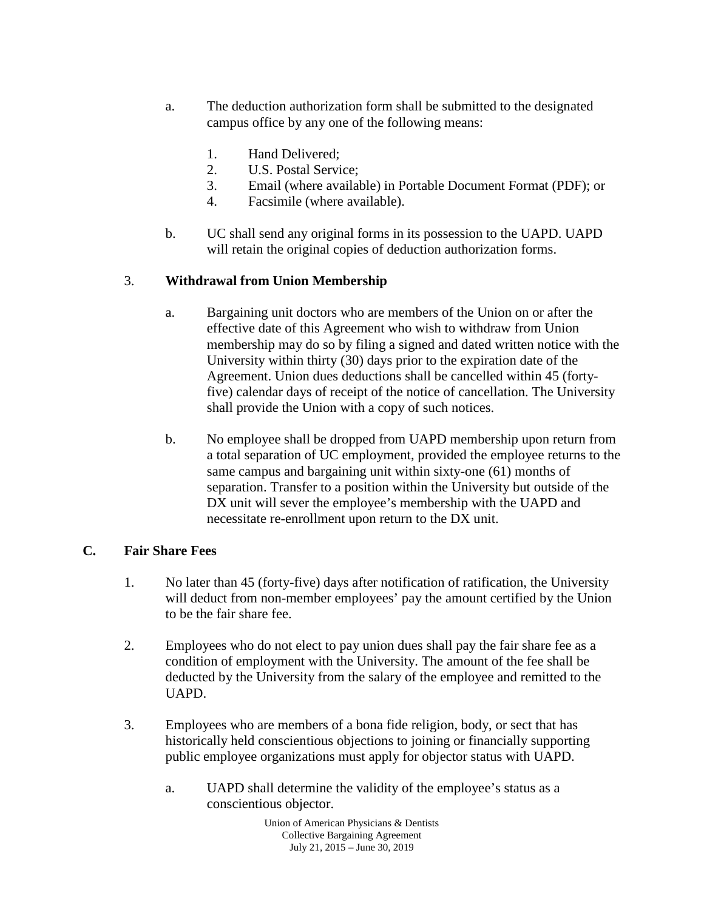a. The deduction authorization form shall be submitted to the designated campus office by any one of the following means:

   1. Hand Delivered;
   2. U.S. Postal Service;
   3. Email (where available) in Portable Document Format (PDF); or
   4. Facsimile (where available).

b. UC shall send any original forms in its possession to the UAPD. UAPD will retain the original copies of deduction authorization forms.

3. **Withdrawal from Union Membership**

   a. Bargaining unit doctors who are members of the Union on or after the effective date of this Agreement who wish to withdraw from Union membership may do so by filing a signed and dated written notice with the University within thirty (30) days prior to the expiration date of the Agreement. Union dues deductions shall be cancelled within 45 (forty-five) calendar days of receipt of the notice of cancellation. The University shall provide the Union with a copy of such notices.

   b. No employee shall be dropped from UAPD membership upon return from a total separation of UC employment, provided the employee returns to the same campus and bargaining unit within sixty-one (61) months of separation. Transfer to a position within the University but outside of the DX unit will sever the employee's membership with the UAPD and necessitate re-enrollment upon return to the DX unit.

## C. Fair Share Fees

1. No later than 45 (forty-five) days after notification of ratification, the University will deduct from non-member employees' pay the amount certified by the Union to be the fair share fee.

2. Employees who do not elect to pay union dues shall pay the fair share fee as a condition of employment with the University. The amount of the fee shall be deducted by the University from the salary of the employee and remitted to the UAPD.

3. Employees who are members of a bona fide religion, body, or sect that has historically held conscientious objections to joining or financially supporting public employee organizations must apply for objector status with UAPD.

   a. UAPD shall determine the validity of the employee's status as a conscientious objector.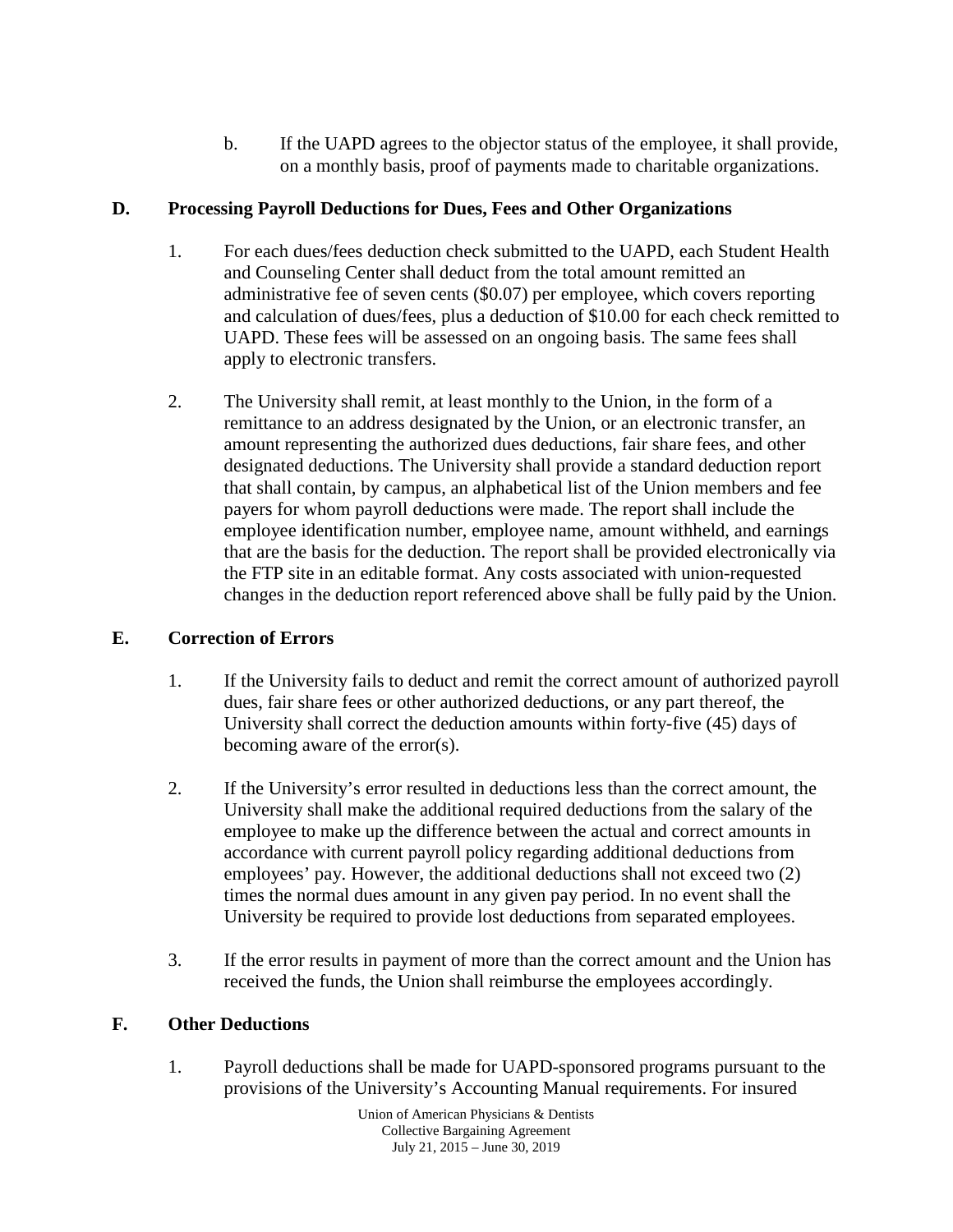b. If the UAPD agrees to the objector status of the employee, it shall provide, on a monthly basis, proof of payments made to charitable organizations.

## D. Processing Payroll Deductions for Dues, Fees and Other Organizations

1. For each dues/fees deduction check submitted to the UAPD, each Student Health and Counseling Center shall deduct from the total amount remitted an administrative fee of seven cents ($0.07) per employee, which covers reporting and calculation of dues/fees, plus a deduction of $10.00 for each check remitted to UAPD. These fees will be assessed on an ongoing basis. The same fees shall apply to electronic transfers.

2. The University shall remit, at least monthly to the Union, in the form of a remittance to an address designated by the Union, or an electronic transfer, an amount representing the authorized dues deductions, fair share fees, and other designated deductions. The University shall provide a standard deduction report that shall contain, by campus, an alphabetical list of the Union members and fee payers for whom payroll deductions were made. The report shall include the employee identification number, employee name, amount withheld, and earnings that are the basis for the deduction. The report shall be provided electronically via the FTP site in an editable format. Any costs associated with union-requested changes in the deduction report referenced above shall be fully paid by the Union.

## E. Correction of Errors

1. If the University fails to deduct and remit the correct amount of authorized payroll dues, fair share fees or other authorized deductions, or any part thereof, the University shall correct the deduction amounts within forty-five (45) days of becoming aware of the error(s).

2. If the University's error resulted in deductions less than the correct amount, the University shall make the additional required deductions from the salary of the employee to make up the difference between the actual and correct amounts in accordance with current payroll policy regarding additional deductions from employees' pay. However, the additional deductions shall not exceed two (2) times the normal dues amount in any given pay period. In no event shall the University be required to provide lost deductions from separated employees.

3. If the error results in payment of more than the correct amount and the Union has received the funds, the Union shall reimburse the employees accordingly.

## F. Other Deductions

1. Payroll deductions shall be made for UAPD-sponsored programs pursuant to the provisions of the University's Accounting Manual requirements. For insured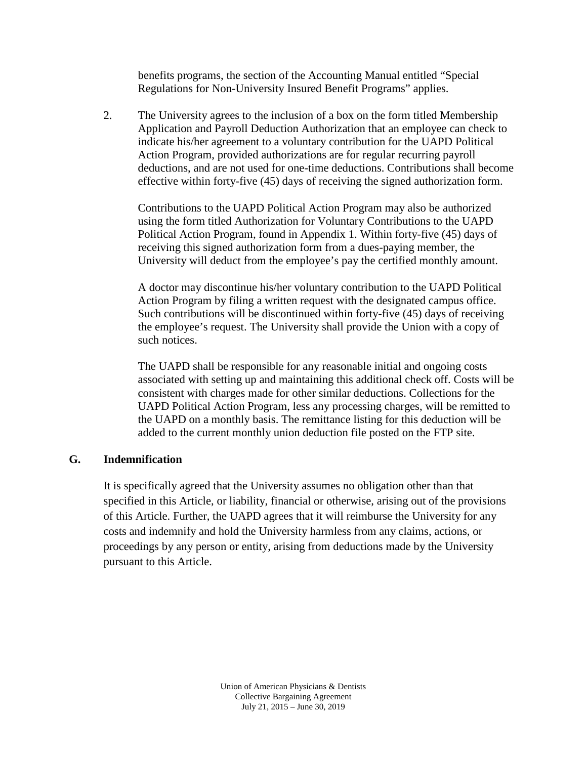benefits programs, the section of the Accounting Manual entitled “Special Regulations for Non-University Insured Benefit Programs” applies.

2. The University agrees to the inclusion of a box on the form titled Membership Application and Payroll Deduction Authorization that an employee can check to indicate his/her agreement to a voluntary contribution for the UAPD Political Action Program, provided authorizations are for regular recurring payroll deductions, and are not used for one-time deductions. Contributions shall become effective within forty-five (45) days of receiving the signed authorization form.

   Contributions to the UAPD Political Action Program may also be authorized using the form titled Authorization for Voluntary Contributions to the UAPD Political Action Program, found in Appendix 1. Within forty-five (45) days of receiving this signed authorization form from a dues-paying member, the University will deduct from the employee’s pay the certified monthly amount.

   A doctor may discontinue his/her voluntary contribution to the UAPD Political Action Program by filing a written request with the designated campus office. Such contributions will be discontinued within forty-five (45) days of receiving the employee’s request. The University shall provide the Union with a copy of such notices.

   The UAPD shall be responsible for any reasonable initial and ongoing costs associated with setting up and maintaining this additional check off. Costs will be consistent with charges made for other similar deductions. Collections for the UAPD Political Action Program, less any processing charges, will be remitted to the UAPD on a monthly basis. The remittance listing for this deduction will be added to the current monthly union deduction file posted on the FTP site.

**G. Indemnification**

It is specifically agreed that the University assumes no obligation other than that specified in this Article, or liability, financial or otherwise, arising out of the provisions of this Article. Further, the UAPD agrees that it will reimburse the University for any costs and indemnify and hold the University harmless from any claims, actions, or proceedings by any person or entity, arising from deductions made by the University pursuant to this Article.